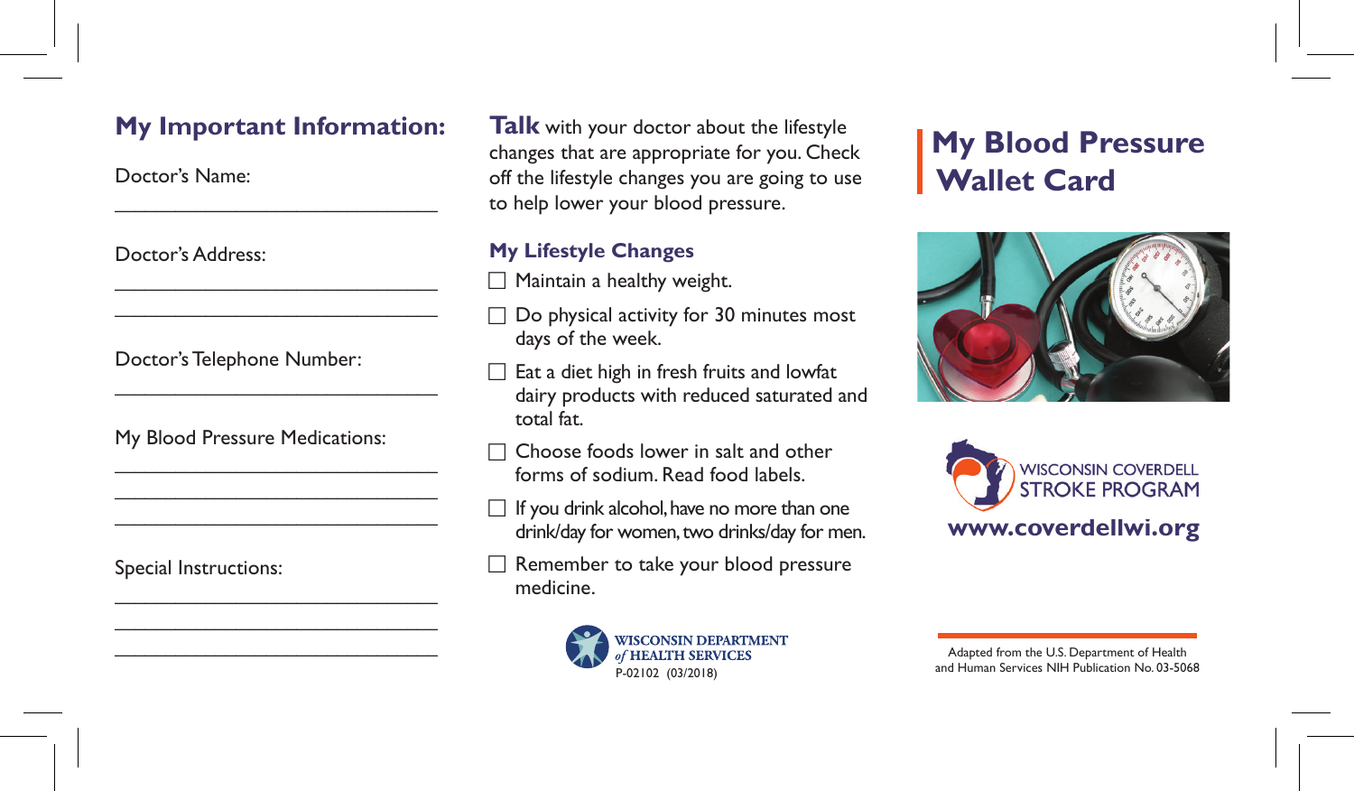## My Important Information:

Doctor's Name:

\_\_\_\_\_\_\_\_\_\_\_\_\_\_\_\_\_\_\_\_\_\_\_\_\_\_\_\_\_\_

Doctor's Address:

\_\_\_\_\_\_\_\_\_\_\_\_\_\_\_\_\_\_\_\_\_\_\_\_\_\_\_\_\_\_

\_\_\_\_\_\_\_\_\_\_\_\_\_\_\_\_\_\_\_\_\_\_\_\_\_\_\_\_\_\_

Doctor's Telephone Number:

\_\_\_\_\_\_\_\_\_\_\_\_\_\_\_\_\_\_\_\_\_\_\_\_\_\_\_\_\_\_

My Blood Pressure Medications:

\_\_\_\_\_\_\_\_\_\_\_\_\_\_\_\_\_\_\_\_\_\_\_\_\_\_\_\_\_\_

\_\_\_\_\_\_\_\_\_\_\_\_\_\_\_\_\_\_\_\_\_\_\_\_\_\_\_\_\_\_

\_\_\_\_\_\_\_\_\_\_\_\_\_\_\_\_\_\_\_\_\_\_\_\_\_\_\_\_\_\_

Special Instructions:

\_\_\_\_\_\_\_\_\_\_\_\_\_\_\_\_\_\_\_\_\_\_\_\_\_\_\_\_\_\_

\_\_\_\_\_\_\_\_\_\_\_\_\_\_\_\_\_\_\_\_\_\_\_\_\_\_\_\_\_\_

\_\_\_\_\_\_\_\_\_\_\_\_\_\_\_\_\_\_\_\_\_\_\_\_\_\_\_\_\_\_

**Talk** with your doctor about the lifestyle changes that are appropriate for you. Check off the lifestyle changes you are going to use to help lower your blood pressure.

### My Lifestyle Changes

- ☐ Maintain a healthy weight.
- ☐ Do physical activity for 30 minutes most days of the week.
- ☐ Eat a diet high in fresh fruits and lowfat dairy products with reduced saturated and total fat.
- ☐ Choose foods lower in salt and other forms of sodium. Read food labels.
- ☐ If you drink alcohol, have no more than one drink/day for women, two drinks/day for men.
- ☐ Remember to take your blood pressure medicine.

WISCONSIN DEPARTMENT of HEALTH SERVICES
P-02102 (03/2018)

# My Blood Pressure Wallet Card

WISCONSIN COVERDELL STROKE PROGRAM

www.coverdellwi.org

Adapted from the U.S. Department of Health and Human Services NIH Publication No. 03-5068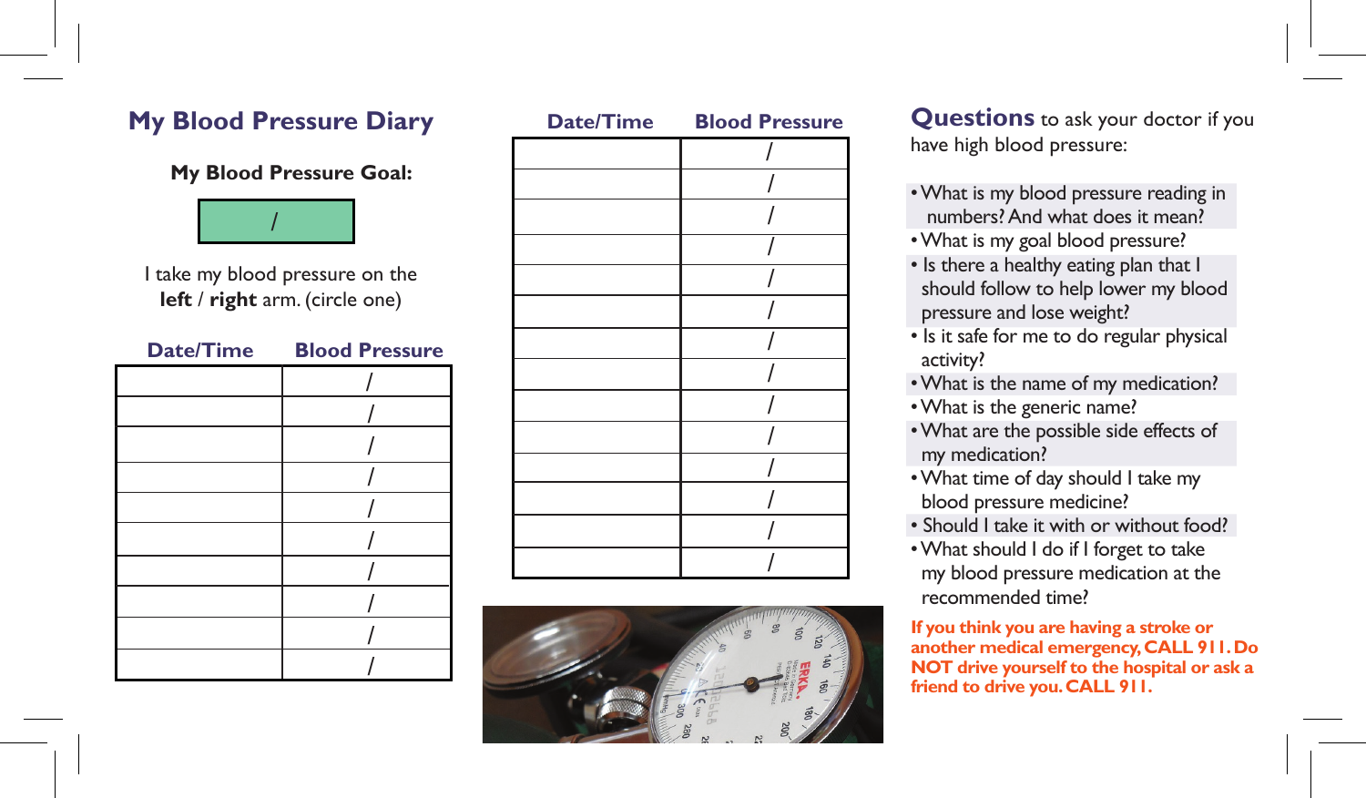# My Blood Pressure Diary

**My Blood Pressure Goal:**

/

I take my blood pressure on the **left** / **right** arm. (circle one)

| Date/Time | Blood Pressure |
|---|---|
| | / |
| | / |
| | / |
| | / |
| | / |
| | / |
| | / |
| | / |
| | / |
| | / |

| Date/Time | Blood Pressure |
|---|---|
| | / |
| | / |
| | / |
| | / |
| | / |
| | / |
| | / |
| | / |
| | / |
| | / |
| | / |
| | / |
| | / |
| | / |

## Questions to ask your doctor if you have high blood pressure:

- What is my blood pressure reading in numbers? And what does it mean?
- What is my goal blood pressure?
- Is there a healthy eating plan that I should follow to help lower my blood pressure and lose weight?
- Is it safe for me to do regular physical activity?
- What is the name of my medication?
- What is the generic name?
- What are the possible side effects of my medication?
- What time of day should I take my blood pressure medicine?
- Should I take it with or without food?
- What should I do if I forget to take my blood pressure medication at the recommended time?

**If you think you are having a stroke or another medical emergency, CALL 911. Do NOT drive yourself to the hospital or ask a friend to drive you. CALL 911.**